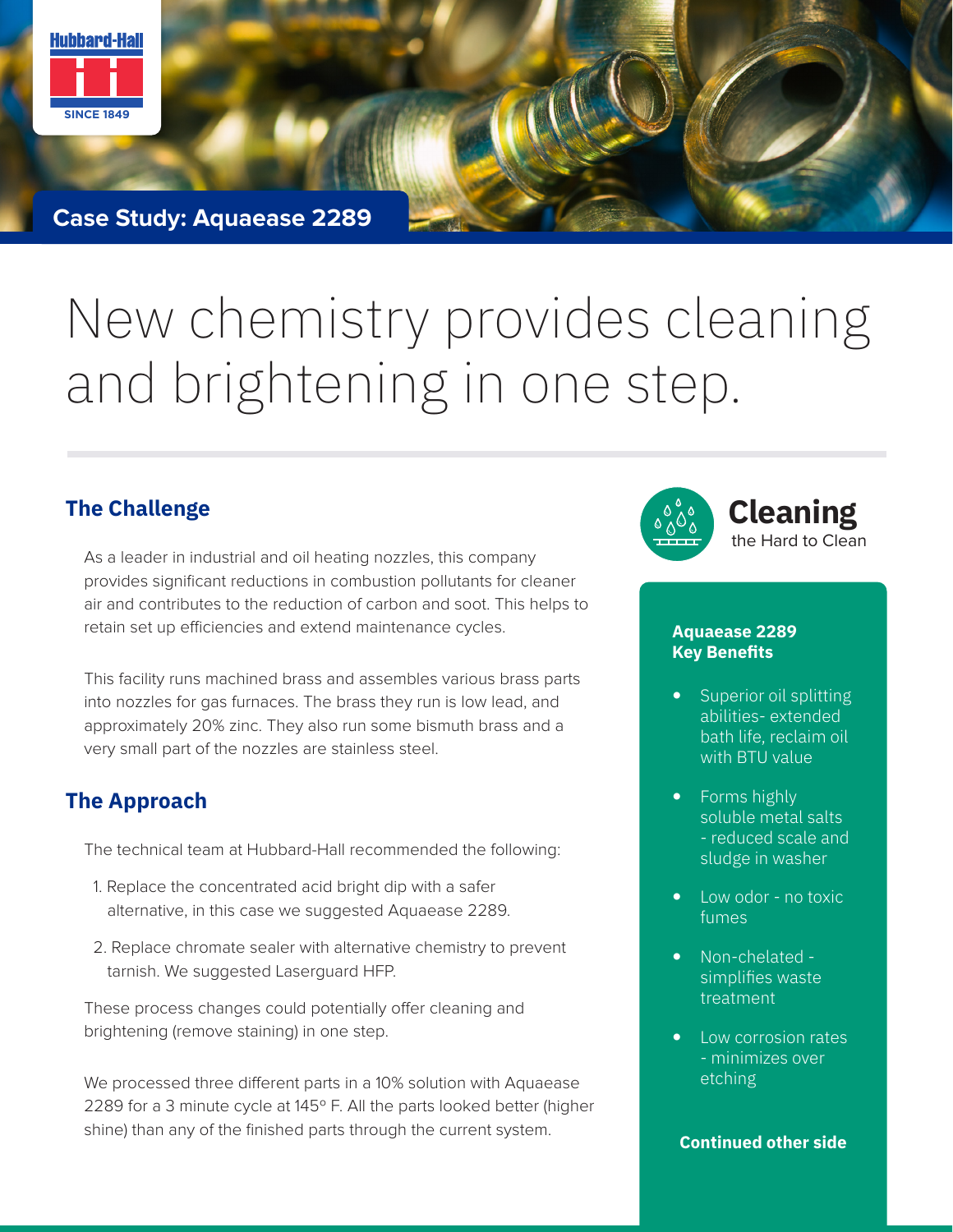Hubbard-Hall

SINCE 1849

**Case Study: Aquaease 2289**

# New chemistry provides cleaning and brightening in one step.

## The Challenge

As a leader in industrial and oil heating nozzles, this company provides significant reductions in combustion pollutants for cleaner air and contributes to the reduction of carbon and soot. This helps to retain set up efficiencies and extend maintenance cycles.

This facility runs machined brass and assembles various brass parts into nozzles for gas furnaces. The brass they run is low lead, and approximately 20% zinc. They also run some bismuth brass and a very small part of the nozzles are stainless steel.

## The Approach

The technical team at Hubbard-Hall recommended the following:

1. Replace the concentrated acid bright dip with a safer alternative, in this case we suggested Aquaease 2289.
2. Replace chromate sealer with alternative chemistry to prevent tarnish. We suggested Laserguard HFP.

These process changes could potentially offer cleaning and brightening (remove staining) in one step.

We processed three different parts in a 10% solution with Aquaease 2289 for a 3 minute cycle at 145° F. All the parts looked better (higher shine) than any of the finished parts through the current system.

**Cleaning** the Hard to Clean

**Aquaease 2289 Key Benefits**

- Superior oil splitting abilities- extended bath life, reclaim oil with BTU value
- Forms highly soluble metal salts - reduced scale and sludge in washer
- Low odor - no toxic fumes
- Non-chelated - simplifies waste treatment
- Low corrosion rates - minimizes over etching

**Continued other side**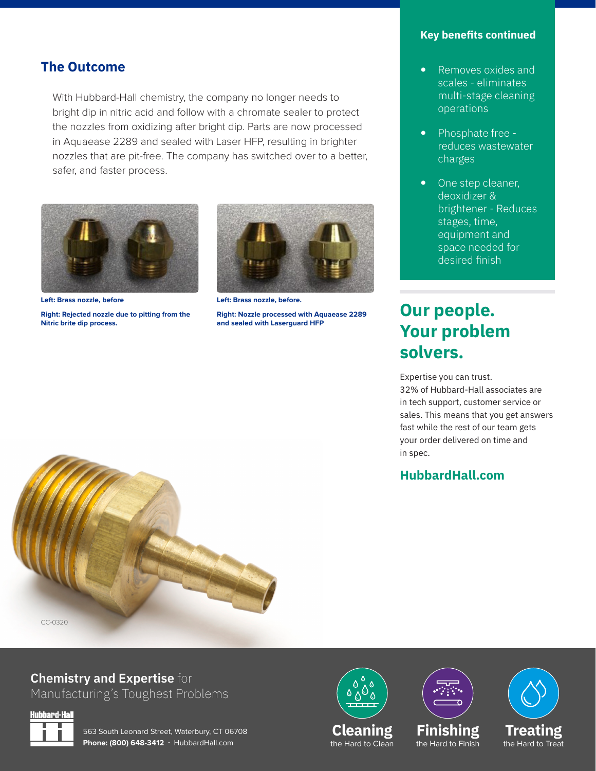## The Outcome

With Hubbard-Hall chemistry, the company no longer needs to bright dip in nitric acid and follow with a chromate sealer to protect the nozzles from oxidizing after bright dip. Parts are now processed in Aquaease 2289 and sealed with Laser HFP, resulting in brighter nozzles that are pit-free. The company has switched over to a better, safer, and faster process.

**Left: Brass nozzle, before**

**Right: Rejected nozzle due to pitting from the Nitric brite dip process.**

**Left: Brass nozzle, before.**

**Right: Nozzle processed with Aquaease 2289 and sealed with Laserguard HFP**

CC-0320

### Key benefits continued

- Removes oxides and scales - eliminates multi-stage cleaning operations
- Phosphate free - reduces wastewater charges
- One step cleaner, deoxidizer & brightener - Reduces stages, time, equipment and space needed for desired finish

## Our people. Your problem solvers.

Expertise you can trust.
32% of Hubbard-Hall associates are in tech support, customer service or sales. This means that you get answers fast while the rest of our team gets your order delivered on time and in spec.

**HubbardHall.com**

**Chemistry and Expertise** for Manufacturing's Toughest Problems

Hubbard-Hall

563 South Leonard Street, Waterbury, CT 06708
**Phone: (800) 648-3412** · HubbardHall.com

**Cleaning** the Hard to Clean

**Finishing** the Hard to Finish

**Treating** the Hard to Treat